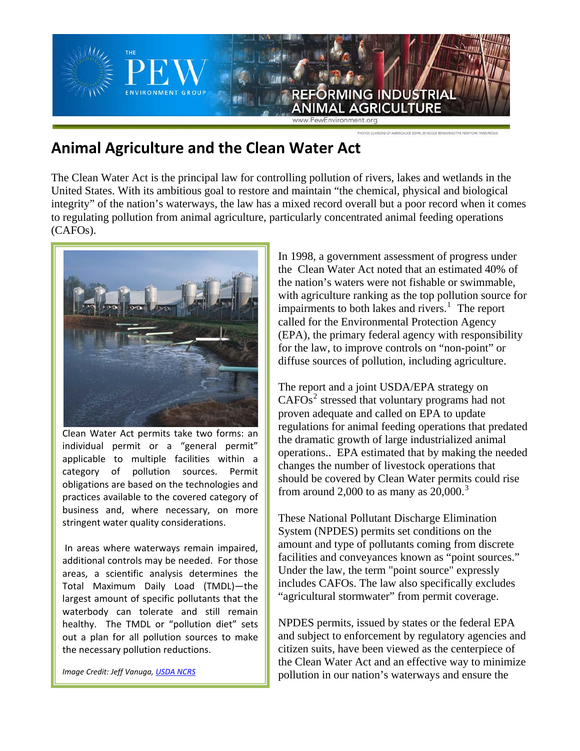# Animal Agriculture and the Clean Water Act

The Clean Water Act is the principal law for controlling pollution of rivers, lakes and wetlands in the United States. With its ambitious goal to restore and maintain "the chemical, physical and biological integrity" of the nation's waterways, the law has a mixed record overall but a poor record when it comes to regulating pollution from animal agriculture, particularly concentrated animal feeding operations (CAFOs).

Clean Water Act permits take two forms: an individual permit or a "general permit" applicable to multiple facilities within a category of pollution sources. Permit obligations are based on the technologies and practices available to the covered category of business and, where necessary, on more stringent water quality considerations.

In areas where waterways remain impaired, additional controls may be needed. For those areas, a scientific analysis determines the Total Maximum Daily Load (TMDL)—the largest amount of specific pollutants that the waterbody can tolerate and still remain healthy. The TMDL or "pollution diet" sets out a plan for all pollution sources to make the necessary pollution reductions.

*Image Credit: Jeff Vanuga, USDA NCRS*

In 1998, a government assessment of progress under the Clean Water Act noted that an estimated 40% of the nation's waters were not fishable or swimmable, with agriculture ranking as the top pollution source for impairments to both lakes and rivers.[1] The report called for the Environmental Protection Agency (EPA), the primary federal agency with responsibility for the law, to improve controls on "non-point" or diffuse sources of pollution, including agriculture.

The report and a joint USDA/EPA strategy on CAFOs[2] stressed that voluntary programs had not proven adequate and called on EPA to update regulations for animal feeding operations that predated the dramatic growth of large industrialized animal operations.. EPA estimated that by making the needed changes the number of livestock operations that should be covered by Clean Water permits could rise from around 2,000 to as many as 20,000.[3]

These National Pollutant Discharge Elimination System (NPDES) permits set conditions on the amount and type of pollutants coming from discrete facilities and conveyances known as "point sources." Under the law, the term "point source" expressly includes CAFOs. The law also specifically excludes "agricultural stormwater" from permit coverage.

NPDES permits, issued by states or the federal EPA and subject to enforcement by regulatory agencies and citizen suits, have been viewed as the centerpiece of the Clean Water Act and an effective way to minimize pollution in our nation's waterways and ensure the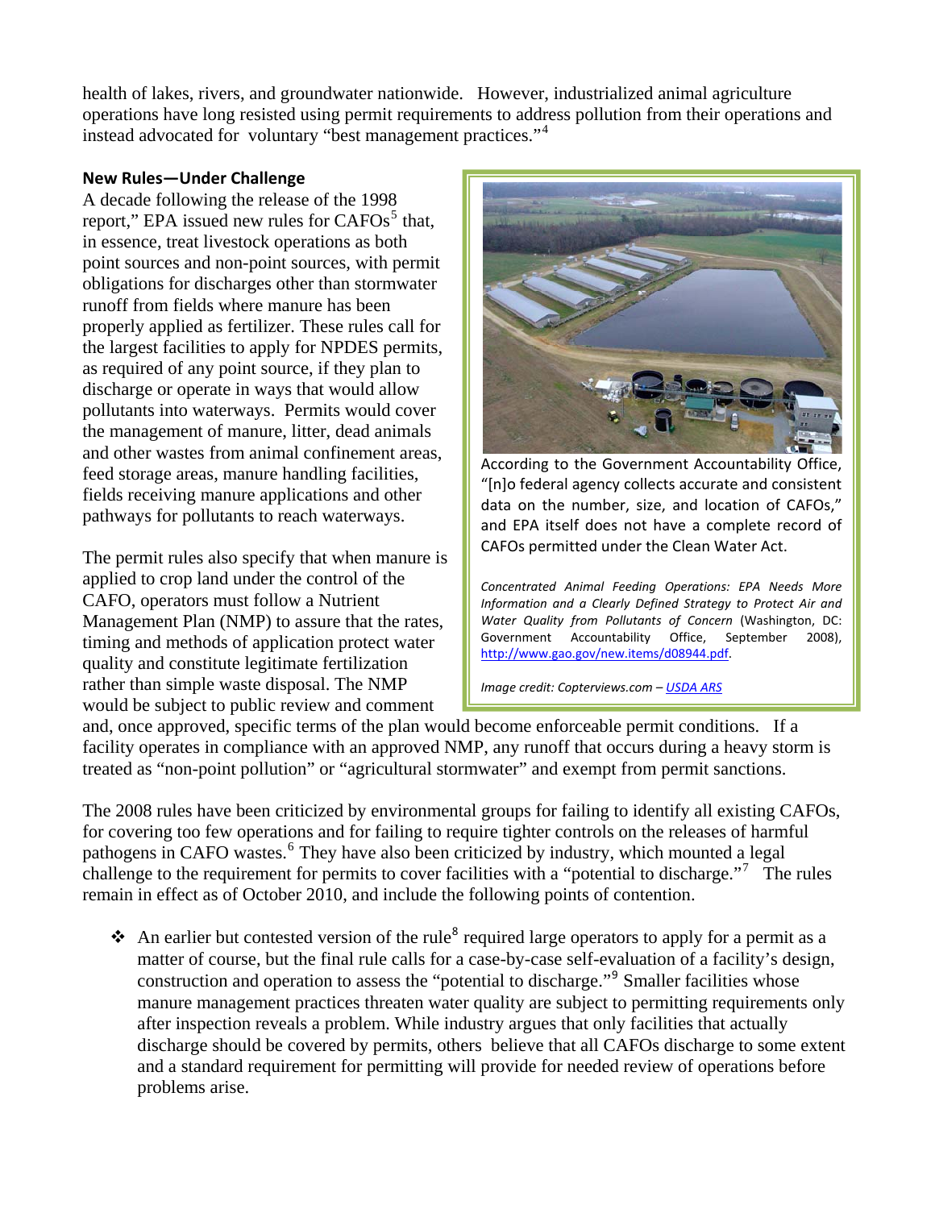health of lakes, rivers, and groundwater nationwide. However, industrialized animal agriculture operations have long resisted using permit requirements to address pollution from their operations and instead advocated for voluntary "best management practices."[4]

**New Rules—Under Challenge**

A decade following the release of the 1998 report," EPA issued new rules for CAFOs[5] that, in essence, treat livestock operations as both point sources and non-point sources, with permit obligations for discharges other than stormwater runoff from fields where manure has been properly applied as fertilizer. These rules call for the largest facilities to apply for NPDES permits, as required of any point source, if they plan to discharge or operate in ways that would allow pollutants into waterways. Permits would cover the management of manure, litter, dead animals and other wastes from animal confinement areas, feed storage areas, manure handling facilities, fields receiving manure applications and other pathways for pollutants to reach waterways.

According to the Government Accountability Office, "[n]o federal agency collects accurate and consistent data on the number, size, and location of CAFOs," and EPA itself does not have a complete record of CAFOs permitted under the Clean Water Act.

*Concentrated Animal Feeding Operations: EPA Needs More Information and a Clearly Defined Strategy to Protect Air and Water Quality from Pollutants of Concern* (Washington, DC: Government Accountability Office, September 2008), http://www.gao.gov/new.items/d08944.pdf.

*Image credit: Copterviews.com – USDA ARS*

The permit rules also specify that when manure is applied to crop land under the control of the CAFO, operators must follow a Nutrient Management Plan (NMP) to assure that the rates, timing and methods of application protect water quality and constitute legitimate fertilization rather than simple waste disposal. The NMP would be subject to public review and comment and, once approved, specific terms of the plan would become enforceable permit conditions. If a facility operates in compliance with an approved NMP, any runoff that occurs during a heavy storm is treated as "non-point pollution" or "agricultural stormwater" and exempt from permit sanctions.

The 2008 rules have been criticized by environmental groups for failing to identify all existing CAFOs, for covering too few operations and for failing to require tighter controls on the releases of harmful pathogens in CAFO wastes.[6] They have also been criticized by industry, which mounted a legal challenge to the requirement for permits to cover facilities with a "potential to discharge."[7] The rules remain in effect as of October 2010, and include the following points of contention.

- An earlier but contested version of the rule[8] required large operators to apply for a permit as a matter of course, but the final rule calls for a case-by-case self-evaluation of a facility's design, construction and operation to assess the "potential to discharge."[9] Smaller facilities whose manure management practices threaten water quality are subject to permitting requirements only after inspection reveals a problem. While industry argues that only facilities that actually discharge should be covered by permits, others believe that all CAFOs discharge to some extent and a standard requirement for permitting will provide for needed review of operations before problems arise.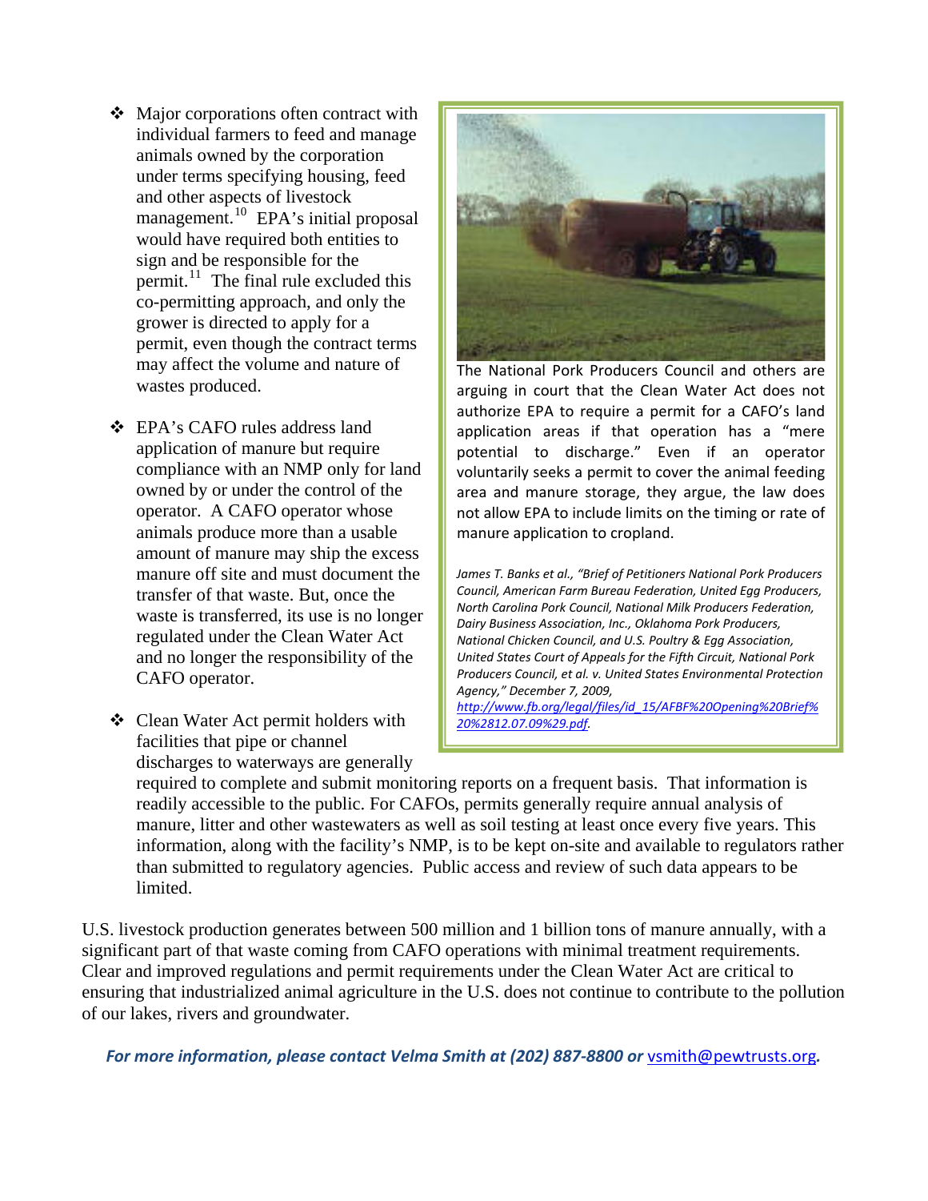- Major corporations often contract with individual farmers to feed and manage animals owned by the corporation under terms specifying housing, feed and other aspects of livestock management.[10] EPA's initial proposal would have required both entities to sign and be responsible for the permit.[11] The final rule excluded this co-permitting approach, and only the grower is directed to apply for a permit, even though the contract terms may affect the volume and nature of wastes produced.

- EPA's CAFO rules address land application of manure but require compliance with an NMP only for land owned by or under the control of the operator. A CAFO operator whose animals produce more than a usable amount of manure may ship the excess manure off site and must document the transfer of that waste. But, once the waste is transferred, its use is no longer regulated under the Clean Water Act and no longer the responsibility of the CAFO operator.

- Clean Water Act permit holders with facilities that pipe or channel discharges to waterways are generally required to complete and submit monitoring reports on a frequent basis. That information is readily accessible to the public. For CAFOs, permits generally require annual analysis of manure, litter and other wastewaters as well as soil testing at least once every five years. This information, along with the facility's NMP, is to be kept on-site and available to regulators rather than submitted to regulatory agencies. Public access and review of such data appears to be limited.

The National Pork Producers Council and others are arguing in court that the Clean Water Act does not authorize EPA to require a permit for a CAFO's land application areas if that operation has a "mere potential to discharge." Even if an operator voluntarily seeks a permit to cover the animal feeding area and manure storage, they argue, the law does not allow EPA to include limits on the timing or rate of manure application to cropland.

*James T. Banks et al., "Brief of Petitioners National Pork Producers Council, American Farm Bureau Federation, United Egg Producers, North Carolina Pork Council, National Milk Producers Federation, Dairy Business Association, Inc., Oklahoma Pork Producers, National Chicken Council, and U.S. Poultry & Egg Association, United States Court of Appeals for the Fifth Circuit, National Pork Producers Council, et al. v. United States Environmental Protection Agency," December 7, 2009, [http://www.fb.org/legal/files/id_15/AFBF%20Opening%20Brief%20%2812.07.09%29.pdf](http://www.fb.org/legal/files/id_15/AFBF%20Opening%20Brief%20%2812.07.09%29.pdf).*

U.S. livestock production generates between 500 million and 1 billion tons of manure annually, with a significant part of that waste coming from CAFO operations with minimal treatment requirements. Clear and improved regulations and permit requirements under the Clean Water Act are critical to ensuring that industrialized animal agriculture in the U.S. does not continue to contribute to the pollution of our lakes, rivers and groundwater.

***For more information, please contact Velma Smith at (202) 887-8800 or [vsmith@pewtrusts.org](mailto:vsmith@pewtrusts.org).***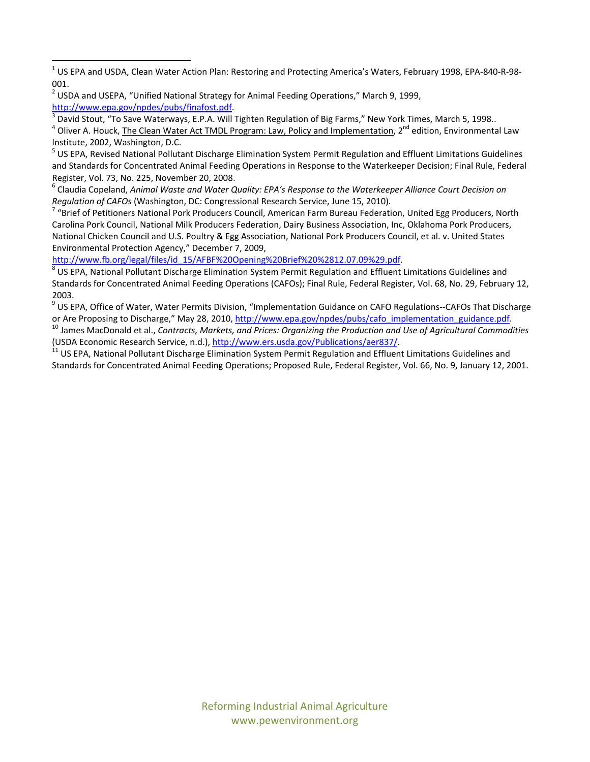[1] US EPA and USDA, Clean Water Action Plan: Restoring and Protecting America's Waters, February 1998, EPA-840-R-98-001.

[2] USDA and USEPA, "Unified National Strategy for Animal Feeding Operations," March 9, 1999, http://www.epa.gov/npdes/pubs/finafost.pdf.

[3] David Stout, "To Save Waterways, E.P.A. Will Tighten Regulation of Big Farms," New York Times, March 5, 1998..

[4] Oliver A. Houck, The Clean Water Act TMDL Program: Law, Policy and Implementation, 2nd edition, Environmental Law Institute, 2002, Washington, D.C.

[5] US EPA, Revised National Pollutant Discharge Elimination System Permit Regulation and Effluent Limitations Guidelines and Standards for Concentrated Animal Feeding Operations in Response to the Waterkeeper Decision; Final Rule, Federal Register, Vol. 73, No. 225, November 20, 2008.

[6] Claudia Copeland, *Animal Waste and Water Quality: EPA's Response to the Waterkeeper Alliance Court Decision on Regulation of CAFOs* (Washington, DC: Congressional Research Service, June 15, 2010).

[7] "Brief of Petitioners National Pork Producers Council, American Farm Bureau Federation, United Egg Producers, North Carolina Pork Council, National Milk Producers Federation, Dairy Business Association, Inc, Oklahoma Pork Producers, National Chicken Council and U.S. Poultry & Egg Association, National Pork Producers Council, et al. v. United States Environmental Protection Agency," December 7, 2009, http://www.fb.org/legal/files/id_15/AFBF%20Opening%20Brief%20%2812.07.09%29.pdf.

[8] US EPA, National Pollutant Discharge Elimination System Permit Regulation and Effluent Limitations Guidelines and Standards for Concentrated Animal Feeding Operations (CAFOs); Final Rule, Federal Register, Vol. 68, No. 29, February 12, 2003.

[9] US EPA, Office of Water, Water Permits Division, "Implementation Guidance on CAFO Regulations--CAFOs That Discharge or Are Proposing to Discharge," May 28, 2010, http://www.epa.gov/npdes/pubs/cafo_implementation_guidance.pdf.

[10] James MacDonald et al., *Contracts, Markets, and Prices: Organizing the Production and Use of Agricultural Commodities* (USDA Economic Research Service, n.d.), http://www.ers.usda.gov/Publications/aer837/.

[11] US EPA, National Pollutant Discharge Elimination System Permit Regulation and Effluent Limitations Guidelines and Standards for Concentrated Animal Feeding Operations; Proposed Rule, Federal Register, Vol. 66, No. 9, January 12, 2001.